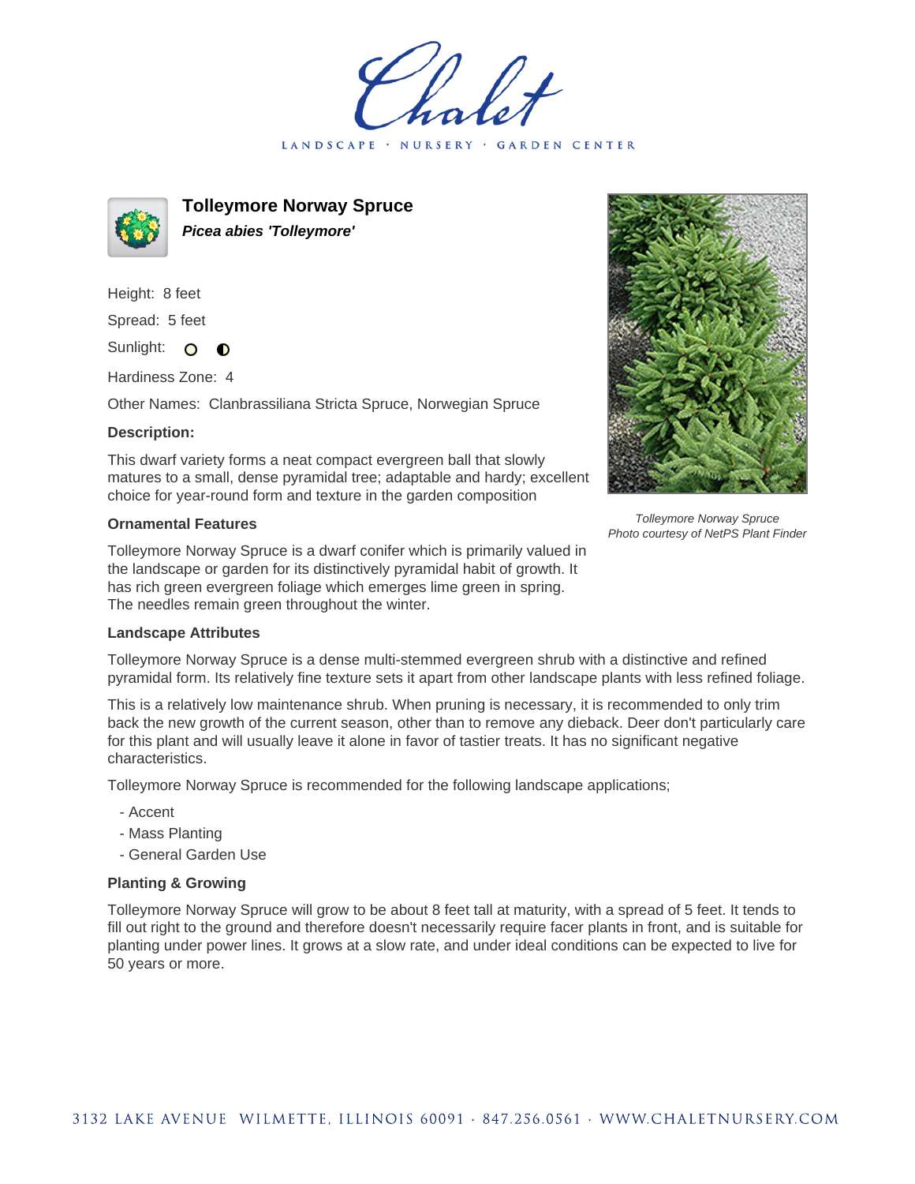# Tolleymore Norway Spruce

***Picea abies 'Tolleymore'***

Height: 8 feet

Spread: 5 feet

Sunlight: ○ ◐

Hardiness Zone: 4

Other Names: Clanbrassiliana Stricta Spruce, Norwegian Spruce

**Description:**

This dwarf variety forms a neat compact evergreen ball that slowly matures to a small, dense pyramidal tree; adaptable and hardy; excellent choice for year-round form and texture in the garden composition

*Tolleymore Norway Spruce*
*Photo courtesy of NetPS Plant Finder*

### Ornamental Features

Tolleymore Norway Spruce is a dwarf conifer which is primarily valued in the landscape or garden for its distinctively pyramidal habit of growth. It has rich green evergreen foliage which emerges lime green in spring. The needles remain green throughout the winter.

### Landscape Attributes

Tolleymore Norway Spruce is a dense multi-stemmed evergreen shrub with a distinctive and refined pyramidal form. Its relatively fine texture sets it apart from other landscape plants with less refined foliage.

This is a relatively low maintenance shrub. When pruning is necessary, it is recommended to only trim back the new growth of the current season, other than to remove any dieback. Deer don't particularly care for this plant and will usually leave it alone in favor of tastier treats. It has no significant negative characteristics.

Tolleymore Norway Spruce is recommended for the following landscape applications;

- Accent
- Mass Planting
- General Garden Use

### Planting & Growing

Tolleymore Norway Spruce will grow to be about 8 feet tall at maturity, with a spread of 5 feet. It tends to fill out right to the ground and therefore doesn't necessarily require facer plants in front, and is suitable for planting under power lines. It grows at a slow rate, and under ideal conditions can be expected to live for 50 years or more.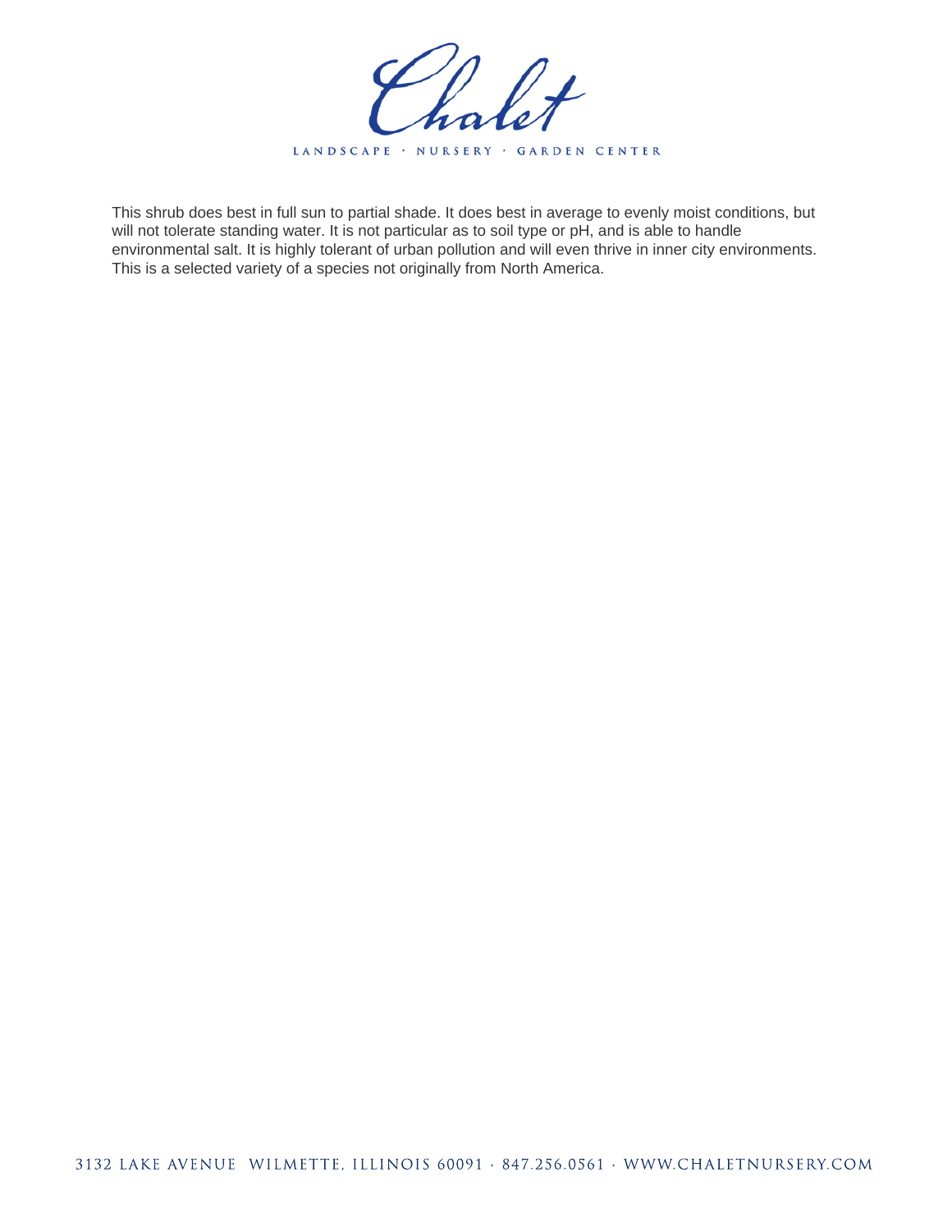This shrub does best in full sun to partial shade. It does best in average to evenly moist conditions, but will not tolerate standing water. It is not particular as to soil type or pH, and is able to handle environmental salt. It is highly tolerant of urban pollution and will even thrive in inner city environments. This is a selected variety of a species not originally from North America.